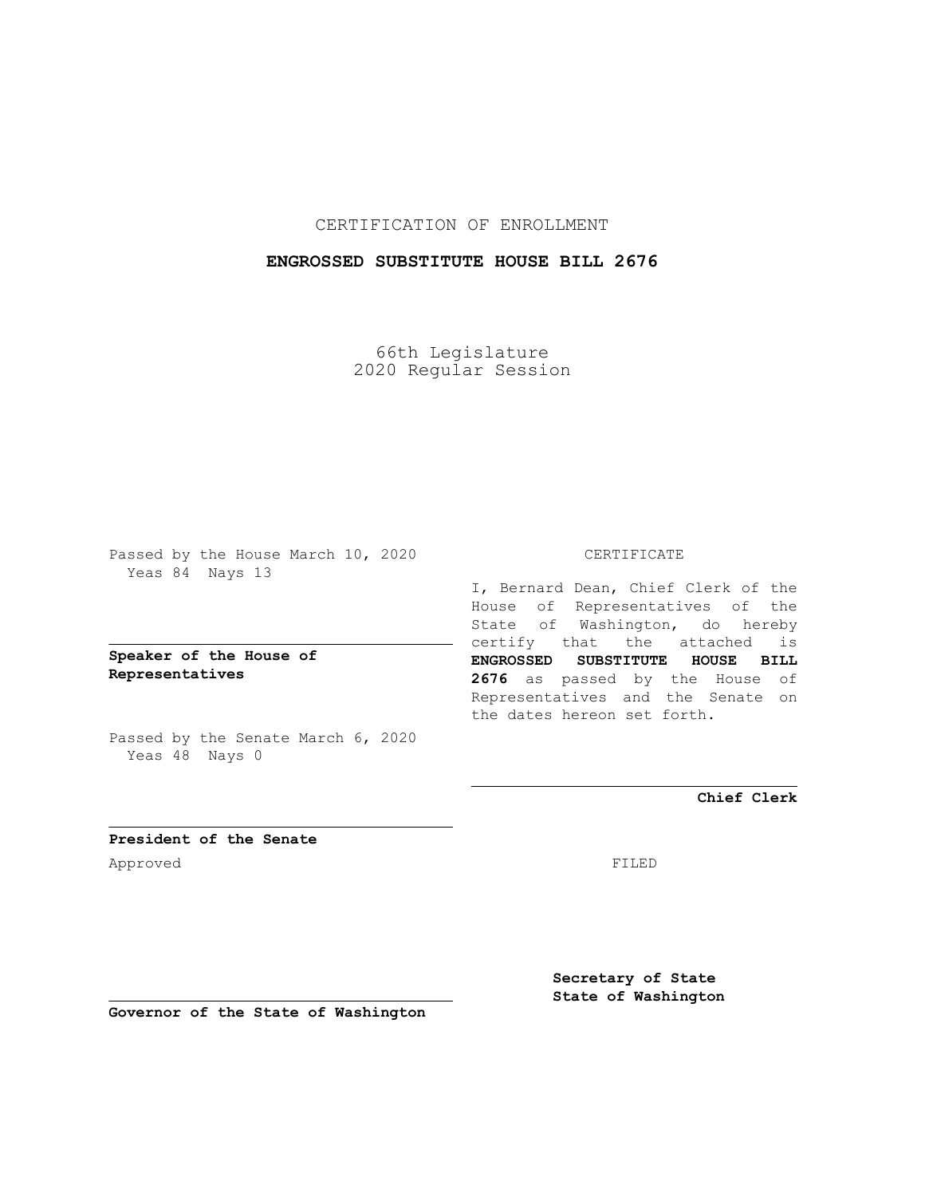CERTIFICATION OF ENROLLMENT

**ENGROSSED SUBSTITUTE HOUSE BILL 2676**

66th Legislature
2020 Regular Session

Passed by the House March 10, 2020
Yeas 84 Nays 13

**Speaker of the House of Representatives**

Passed by the Senate March 6, 2020
Yeas 48 Nays 0

**President of the Senate**

Approved

**Governor of the State of Washington**

CERTIFICATE

I, Bernard Dean, Chief Clerk of the House of Representatives of the State of Washington, do hereby certify that the attached is **ENGROSSED SUBSTITUTE HOUSE BILL 2676** as passed by the House of Representatives and the Senate on the dates hereon set forth.

**Chief Clerk**

FILED

**Secretary of State**
**State of Washington**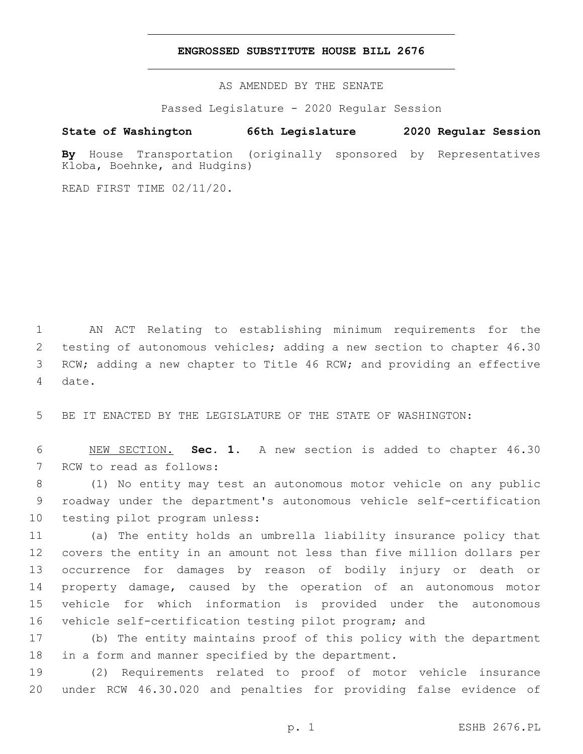# ENGROSSED SUBSTITUTE HOUSE BILL 2676

AS AMENDED BY THE SENATE

Passed Legislature - 2020 Regular Session

**State of Washington 66th Legislature 2020 Regular Session**

**By** House Transportation (originally sponsored by Representatives Kloba, Boehnke, and Hudgins)

READ FIRST TIME 02/11/20.

AN ACT Relating to establishing minimum requirements for the testing of autonomous vehicles; adding a new section to chapter 46.30 RCW; adding a new chapter to Title 46 RCW; and providing an effective date.

BE IT ENACTED BY THE LEGISLATURE OF THE STATE OF WASHINGTON:

NEW SECTION. **Sec. 1.** A new section is added to chapter 46.30 RCW to read as follows:

(1) No entity may test an autonomous motor vehicle on any public roadway under the department's autonomous vehicle self-certification testing pilot program unless:

(a) The entity holds an umbrella liability insurance policy that covers the entity in an amount not less than five million dollars per occurrence for damages by reason of bodily injury or death or property damage, caused by the operation of an autonomous motor vehicle for which information is provided under the autonomous vehicle self-certification testing pilot program; and

(b) The entity maintains proof of this policy with the department in a form and manner specified by the department.

(2) Requirements related to proof of motor vehicle insurance under RCW 46.30.020 and penalties for providing false evidence of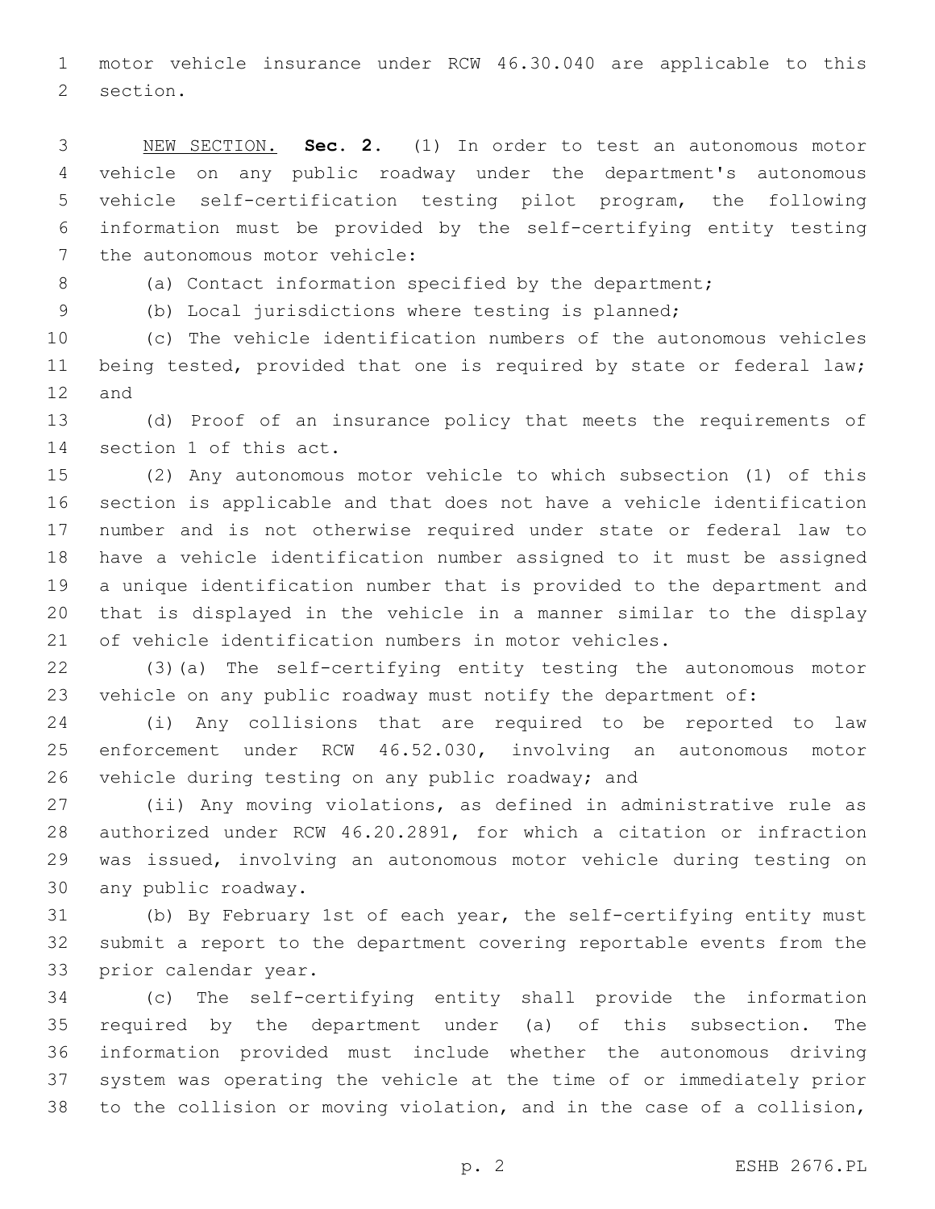motor vehicle insurance under RCW 46.30.040 are applicable to this section.

NEW SECTION. **Sec. 2.** (1) In order to test an autonomous motor vehicle on any public roadway under the department's autonomous vehicle self-certification testing pilot program, the following information must be provided by the self-certifying entity testing the autonomous motor vehicle:

(a) Contact information specified by the department;

(b) Local jurisdictions where testing is planned;

(c) The vehicle identification numbers of the autonomous vehicles being tested, provided that one is required by state or federal law; and

(d) Proof of an insurance policy that meets the requirements of section 1 of this act.

(2) Any autonomous motor vehicle to which subsection (1) of this section is applicable and that does not have a vehicle identification number and is not otherwise required under state or federal law to have a vehicle identification number assigned to it must be assigned a unique identification number that is provided to the department and that is displayed in the vehicle in a manner similar to the display of vehicle identification numbers in motor vehicles.

(3)(a) The self-certifying entity testing the autonomous motor vehicle on any public roadway must notify the department of:

(i) Any collisions that are required to be reported to law enforcement under RCW 46.52.030, involving an autonomous motor vehicle during testing on any public roadway; and

(ii) Any moving violations, as defined in administrative rule as authorized under RCW 46.20.2891, for which a citation or infraction was issued, involving an autonomous motor vehicle during testing on any public roadway.

(b) By February 1st of each year, the self-certifying entity must submit a report to the department covering reportable events from the prior calendar year.

(c) The self-certifying entity shall provide the information required by the department under (a) of this subsection. The information provided must include whether the autonomous driving system was operating the vehicle at the time of or immediately prior to the collision or moving violation, and in the case of a collision,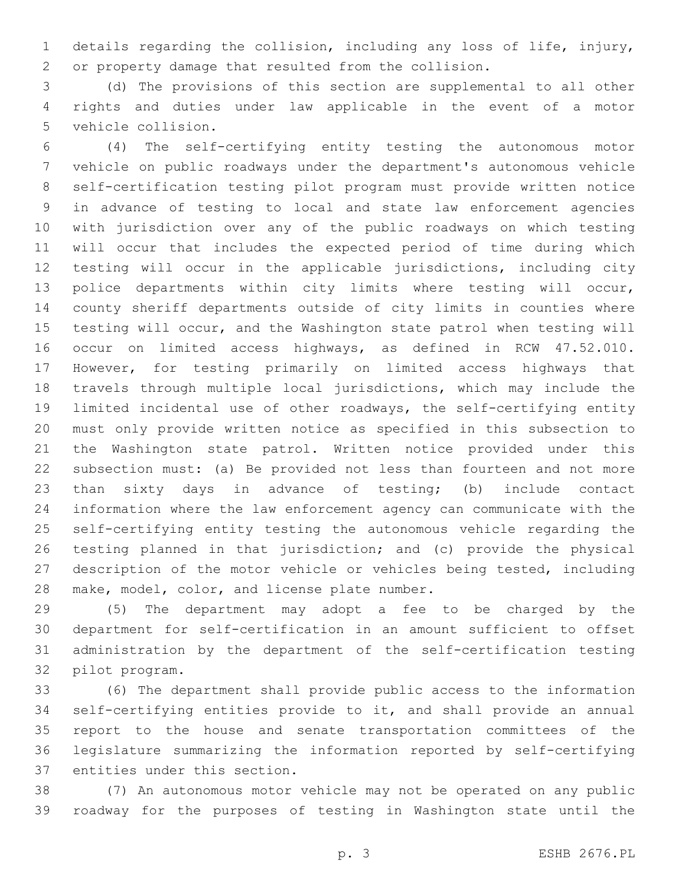details regarding the collision, including any loss of life, injury, or property damage that resulted from the collision.

(d) The provisions of this section are supplemental to all other rights and duties under law applicable in the event of a motor vehicle collision.

(4) The self-certifying entity testing the autonomous motor vehicle on public roadways under the department's autonomous vehicle self-certification testing pilot program must provide written notice in advance of testing to local and state law enforcement agencies with jurisdiction over any of the public roadways on which testing will occur that includes the expected period of time during which testing will occur in the applicable jurisdictions, including city police departments within city limits where testing will occur, county sheriff departments outside of city limits in counties where testing will occur, and the Washington state patrol when testing will occur on limited access highways, as defined in RCW 47.52.010. However, for testing primarily on limited access highways that travels through multiple local jurisdictions, which may include the limited incidental use of other roadways, the self-certifying entity must only provide written notice as specified in this subsection to the Washington state patrol. Written notice provided under this subsection must: (a) Be provided not less than fourteen and not more than sixty days in advance of testing; (b) include contact information where the law enforcement agency can communicate with the self-certifying entity testing the autonomous vehicle regarding the testing planned in that jurisdiction; and (c) provide the physical description of the motor vehicle or vehicles being tested, including make, model, color, and license plate number.

(5) The department may adopt a fee to be charged by the department for self-certification in an amount sufficient to offset administration by the department of the self-certification testing pilot program.

(6) The department shall provide public access to the information self-certifying entities provide to it, and shall provide an annual report to the house and senate transportation committees of the legislature summarizing the information reported by self-certifying entities under this section.

(7) An autonomous motor vehicle may not be operated on any public roadway for the purposes of testing in Washington state until the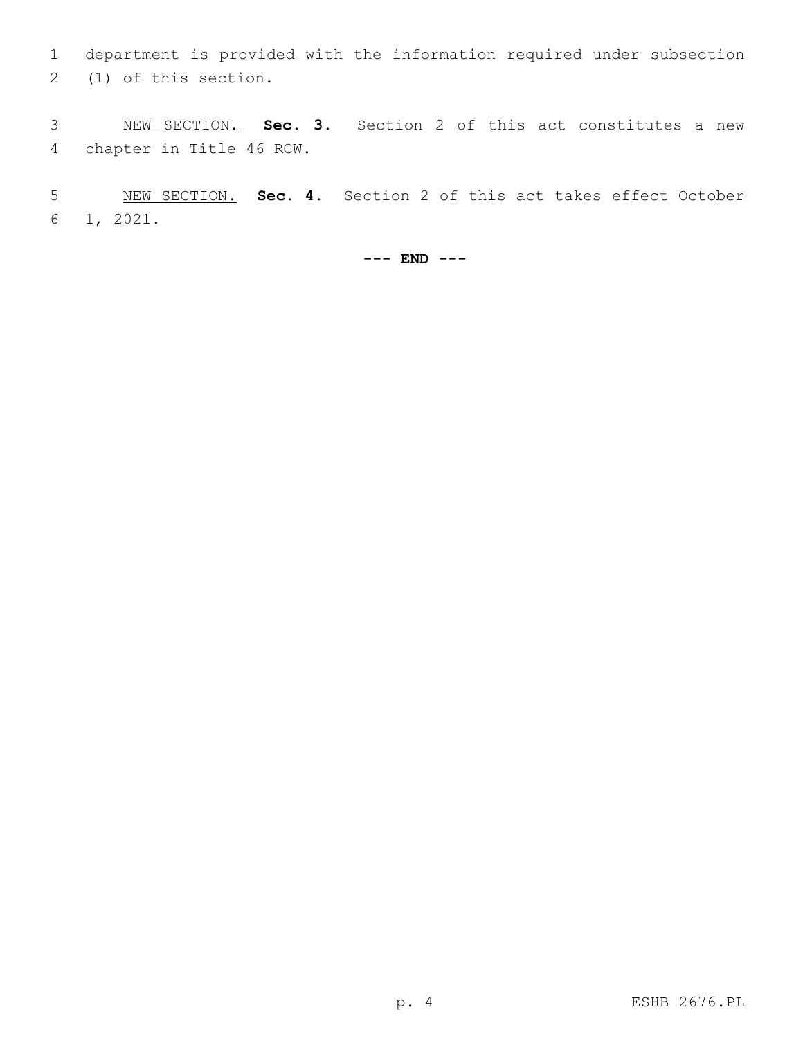department is provided with the information required under subsection (1) of this section.

NEW SECTION. **Sec. 3.** Section 2 of this act constitutes a new chapter in Title 46 RCW.

NEW SECTION. **Sec. 4.** Section 2 of this act takes effect October 1, 2021.

**--- END ---**